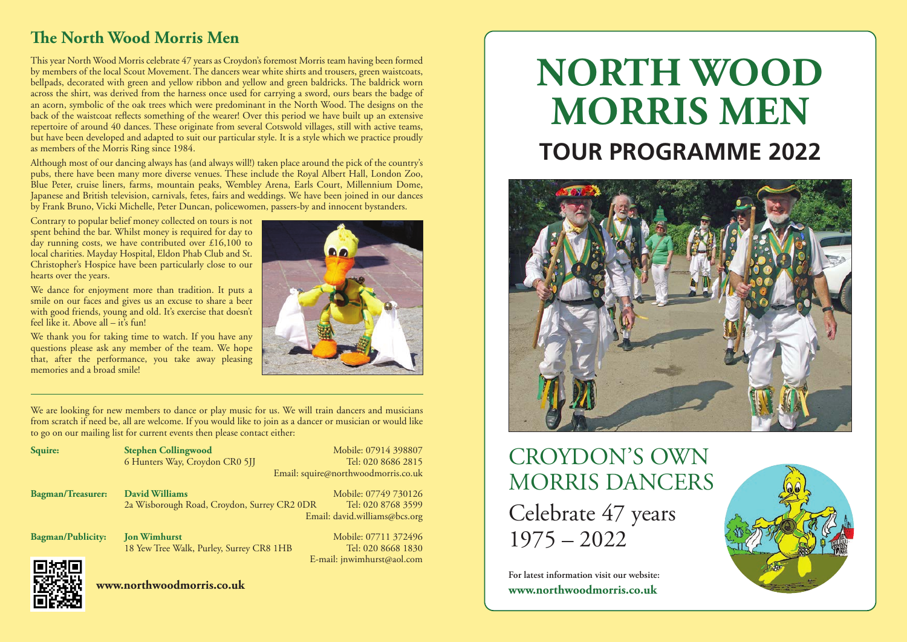## The North Wood Morris Men

This year North Wood Morris celebrate 47 years as Croydon's foremost Morris team having been formed by members of the local Scout Movement. The dancers wear white shirts and trousers, green waistcoats, bellpads, decorated with green and yellow ribbon and yellow and green baldricks. The baldrick worn across the shirt, was derived from the harness once used for carrying a sword, ours bears the badge of an acorn, symbolic of the oak trees which were predominant in the North Wood. The designs on the back of the waistcoat reflects something of the wearer! Over this period we have built up an extensive repertoire of around 40 dances. These originate from several Cotswold villages, still with active teams, but have been developed and adapted to suit our particular style. It is a style which we practice proudly as members of the Morris Ring since 1984.

Although most of our dancing always has (and always will!) taken place around the pick of the country's pubs, there have been many more diverse venues. These include the Royal Albert Hall, London Zoo, Blue Peter, cruise liners, farms, mountain peaks, Wembley Arena, Earls Court, Millennium Dome, Japanese and British television, carnivals, fetes, fairs and weddings. We have been joined in our dances by Frank Bruno, Vicki Michelle, Peter Duncan, policewomen, passers-by and innocent bystanders.

Contrary to popular belief money collected on tours is not spent behind the bar. Whilst money is required for day to day running costs, we have contributed over £16,100 to local charities. Mayday Hospital, Eldon Phab Club and St. Christopher's Hospice have been particularly close to our hearts over the years.

We dance for enjoyment more than tradition. It puts a smile on our faces and gives us an excuse to share a beer with good friends, young and old. It's exercise that doesn't feel like it. Above all – it's fun!

We thank you for taking time to watch. If you have any questions please ask any member of the team. We hope that, after the performance, you take away pleasing memories and a broad smile!

---

We are looking for new members to dance or play music for us. We will train dancers and musicians from scratch if need be, all are welcome. If you would like to join as a dancer or musician or would like to go on our mailing list for current events then please contact either:

**Squire:** **Stephen Collingwood**
6 Hunters Way, Croydon CR0 5JJ
Mobile: 07914 398807
Tel: 020 8686 2815
Email: squire@northwoodmorris.co.uk

**Bagman/Treasurer:** **David Williams**
2a Wisborough Road, Croydon, Surrey CR2 0DR
Mobile: 07749 730126
Tel: 020 8768 3599
Email: david.williams@bcs.org

**Bagman/Publicity:** **Jon Wimhurst**
18 Yew Tree Walk, Purley, Surrey CR8 1HB
Mobile: 07711 372496
Tel: 020 8668 1830
E-mail: jnwimhurst@aol.com

**www.northwoodmorris.co.uk**

# NORTH WOOD MORRIS MEN

## TOUR PROGRAMME 2022

## CROYDON'S OWN MORRIS DANCERS

Celebrate 47 years
1975 – 2022

**For latest information visit our website:**
**www.northwoodmorris.co.uk**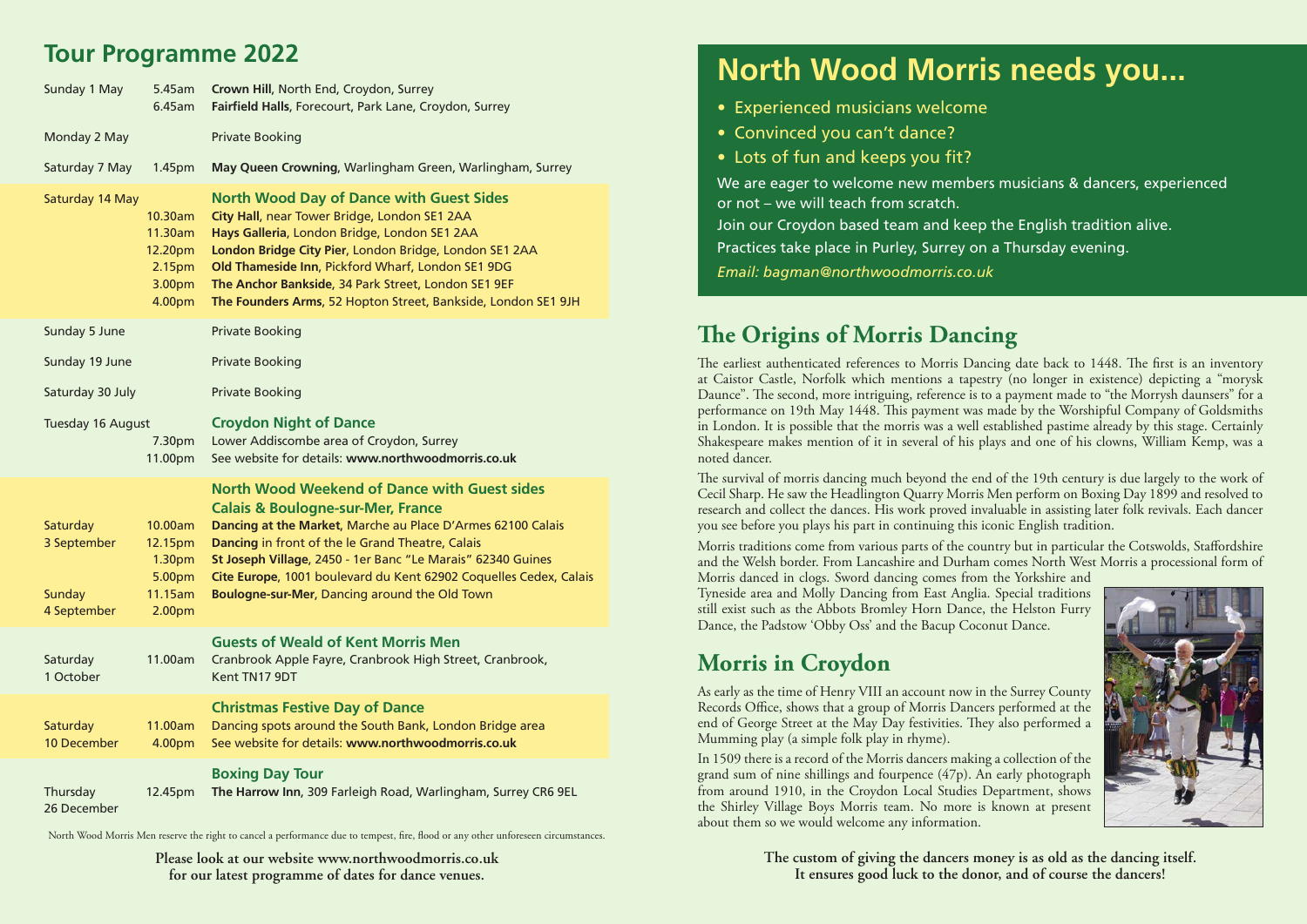## Tour Programme 2022

| | | |
|---|---|---|
| Sunday 1 May | 5.45am | **Crown Hill**, North End, Croydon, Surrey |
| | 6.45am | **Fairfield Halls**, Forecourt, Park Lane, Croydon, Surrey |
| Monday 2 May | | Private Booking |
| Saturday 7 May | 1.45pm | **May Queen Crowning**, Warlingham Green, Warlingham, Surrey |
| Saturday 14 May | | **North Wood Day of Dance with Guest Sides** |
| | 10.30am | **City Hall**, near Tower Bridge, London SE1 2AA |
| | 11.30am | **Hays Galleria**, London Bridge, London SE1 2AA |
| | 12.20pm | **London Bridge City Pier**, London Bridge, London SE1 2AA |
| | 2.15pm | **Old Thameside Inn**, Pickford Wharf, London SE1 9DG |
| | 3.00pm | **The Anchor Bankside**, 34 Park Street, London SE1 9EF |
| | 4.00pm | **The Founders Arms**, 52 Hopton Street, Bankside, London SE1 9JH |
| Sunday 5 June | | Private Booking |
| Sunday 19 June | | Private Booking |
| Saturday 30 July | | Private Booking |
| Tuesday 16 August | | **Croydon Night of Dance** |
| | 7.30pm | Lower Addiscombe area of Croydon, Surrey |
| | 11.00pm | See website for details: **www.northwoodmorris.co.uk** |
| | | **North Wood Weekend of Dance with Guest sides** |
| | | **Calais & Boulogne-sur-Mer, France** |
| Saturday 3 September | 10.00am | **Dancing at the Market**, Marche au Place D'Armes 62100 Calais |
| | 12.15pm | **Dancing** in front of the le Grand Theatre, Calais |
| | 1.30pm | **St Joseph Village**, 2450 - 1er Banc "Le Marais" 62340 Guines |
| | 5.00pm | **Cite Europe**, 1001 boulevard du Kent 62902 Coquelles Cedex, Calais |
| Sunday 4 September | 11.15am | **Boulogne-sur-Mer**, Dancing around the Old Town |
| | 2.00pm | |
| | | **Guests of Weald of Kent Morris Men** |
| Saturday 1 October | 11.00am | Cranbrook Apple Fayre, Cranbrook High Street, Cranbrook, Kent TN17 9DT |
| | | **Christmas Festive Day of Dance** |
| Saturday 10 December | 11.00am | Dancing spots around the South Bank, London Bridge area |
| | 4.00pm | See website for details: **www.northwoodmorris.co.uk** |
| | | **Boxing Day Tour** |
| Thursday 26 December | 12.45pm | **The Harrow Inn**, 309 Farleigh Road, Warlingham, Surrey CR6 9EL |

North Wood Morris Men reserve the right to cancel a performance due to tempest, fire, flood or any other unforeseen circumstances.

**Please look at our website www.northwoodmorris.co.uk for our latest programme of dates for dance venues.**

# North Wood Morris needs you...

- Experienced musicians welcome
- Convinced you can't dance?
- Lots of fun and keeps you fit?

We are eager to welcome new members musicians & dancers, experienced or not – we will teach from scratch.

Join our Croydon based team and keep the English tradition alive.

Practices take place in Purley, Surrey on a Thursday evening.

*Email: bagman@northwoodmorris.co.uk*

## The Origins of Morris Dancing

The earliest authenticated references to Morris Dancing date back to 1448. The first is an inventory at Caistor Castle, Norfolk which mentions a tapestry (no longer in existence) depicting a "morysk Daunce". The second, more intriguing, reference is to a payment made to "the Morrysh daunsers" for a performance on 19th May 1448. This payment was made by the Worshipful Company of Goldsmiths in London. It is possible that the morris was a well established pastime already by this stage. Certainly Shakespeare makes mention of it in several of his plays and one of his clowns, William Kemp, was a noted dancer.

The survival of morris dancing much beyond the end of the 19th century is due largely to the work of Cecil Sharp. He saw the Headlington Quarry Morris Men perform on Boxing Day 1899 and resolved to research and collect the dances. His work proved invaluable in assisting later folk revivals. Each dancer you see before you plays his part in continuing this iconic English tradition.

Morris traditions come from various parts of the country but in particular the Cotswolds, Staffordshire and the Welsh border. From Lancashire and Durham comes North West Morris a processional form of Morris danced in clogs. Sword dancing comes from the Yorkshire and Tyneside area and Molly Dancing from East Anglia. Special traditions still exist such as the Abbots Bromley Horn Dance, the Helston Furry Dance, the Padstow 'Obby Oss' and the Bacup Coconut Dance.

## Morris in Croydon

As early as the time of Henry VIII an account now in the Surrey County Records Office, shows that a group of Morris Dancers performed at the end of George Street at the May Day festivities. They also performed a Mumming play (a simple folk play in rhyme).

In 1509 there is a record of the Morris dancers making a collection of the grand sum of nine shillings and fourpence (47p). An early photograph from around 1910, in the Croydon Local Studies Department, shows the Shirley Village Boys Morris team. No more is known at present about them so we would welcome any information.

**The custom of giving the dancers money is as old as the dancing itself. It ensures good luck to the donor, and of course the dancers!**